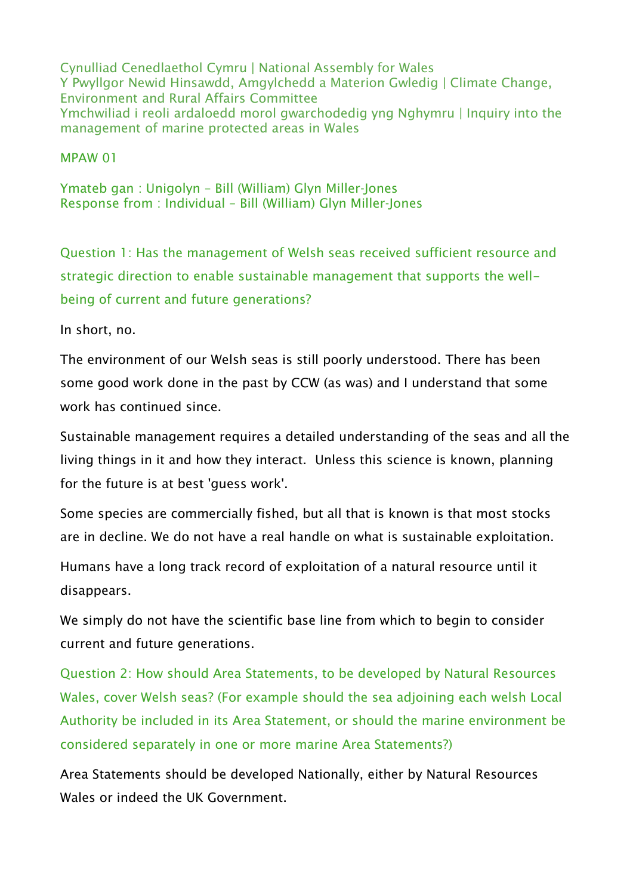Cynulliad Cenedlaethol Cymru | National Assembly for Wales
Y Pwyllgor Newid Hinsawdd, Amgylchedd a Materion Gwledig | Climate Change, Environment and Rural Affairs Committee
Ymchwiliad i reoli ardaloedd morol gwarchodedig yng Nghymru | Inquiry into the management of marine protected areas in Wales

MPAW 01

Ymateb gan : Unigolyn – Bill (William) Glyn Miller-Jones
Response from : Individual – Bill (William) Glyn Miller-Jones

## Question 1: Has the management of Welsh seas received sufficient resource and strategic direction to enable sustainable management that supports the well-being of current and future generations?

In short, no.

The environment of our Welsh seas is still poorly understood. There has been some good work done in the past by CCW (as was) and I understand that some work has continued since.

Sustainable management requires a detailed understanding of the seas and all the living things in it and how they interact. Unless this science is known, planning for the future is at best 'guess work'.

Some species are commercially fished, but all that is known is that most stocks are in decline. We do not have a real handle on what is sustainable exploitation.

Humans have a long track record of exploitation of a natural resource until it disappears.

We simply do not have the scientific base line from which to begin to consider current and future generations.

## Question 2: How should Area Statements, to be developed by Natural Resources Wales, cover Welsh seas? (For example should the sea adjoining each welsh Local Authority be included in its Area Statement, or should the marine environment be considered separately in one or more marine Area Statements?)

Area Statements should be developed Nationally, either by Natural Resources Wales or indeed the UK Government.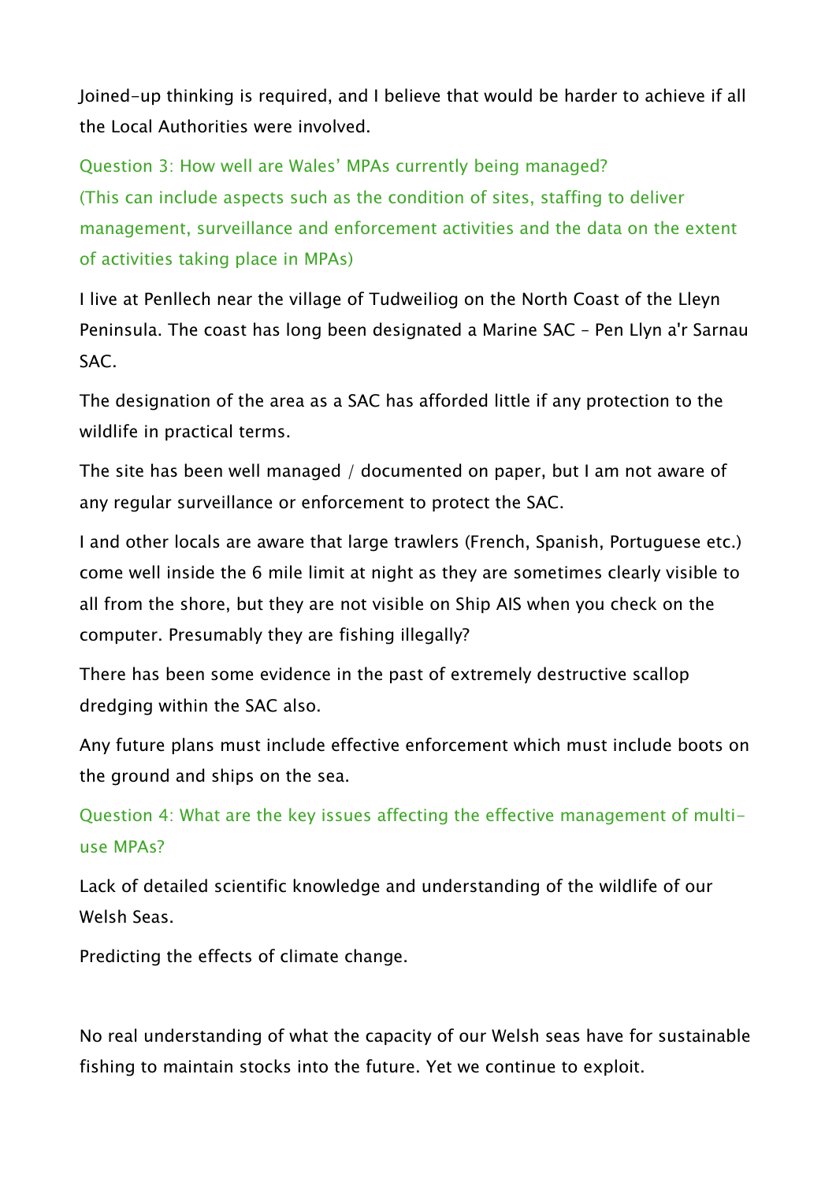Joined-up thinking is required, and I believe that would be harder to achieve if all the Local Authorities were involved.

## Question 3: How well are Wales' MPAs currently being managed? (This can include aspects such as the condition of sites, staffing to deliver management, surveillance and enforcement activities and the data on the extent of activities taking place in MPAs)

I live at Penllech near the village of Tudweiliog on the North Coast of the Lleyn Peninsula. The coast has long been designated a Marine SAC – Pen Llyn a'r Sarnau SAC.

The designation of the area as a SAC has afforded little if any protection to the wildlife in practical terms.

The site has been well managed / documented on paper, but I am not aware of any regular surveillance or enforcement to protect the SAC.

I and other locals are aware that large trawlers (French, Spanish, Portuguese etc.) come well inside the 6 mile limit at night as they are sometimes clearly visible to all from the shore, but they are not visible on Ship AIS when you check on the computer. Presumably they are fishing illegally?

There has been some evidence in the past of extremely destructive scallop dredging within the SAC also.

Any future plans must include effective enforcement which must include boots on the ground and ships on the sea.

## Question 4: What are the key issues affecting the effective management of multi-use MPAs?

Lack of detailed scientific knowledge and understanding of the wildlife of our Welsh Seas.

Predicting the effects of climate change.

No real understanding of what the capacity of our Welsh seas have for sustainable fishing to maintain stocks into the future. Yet we continue to exploit.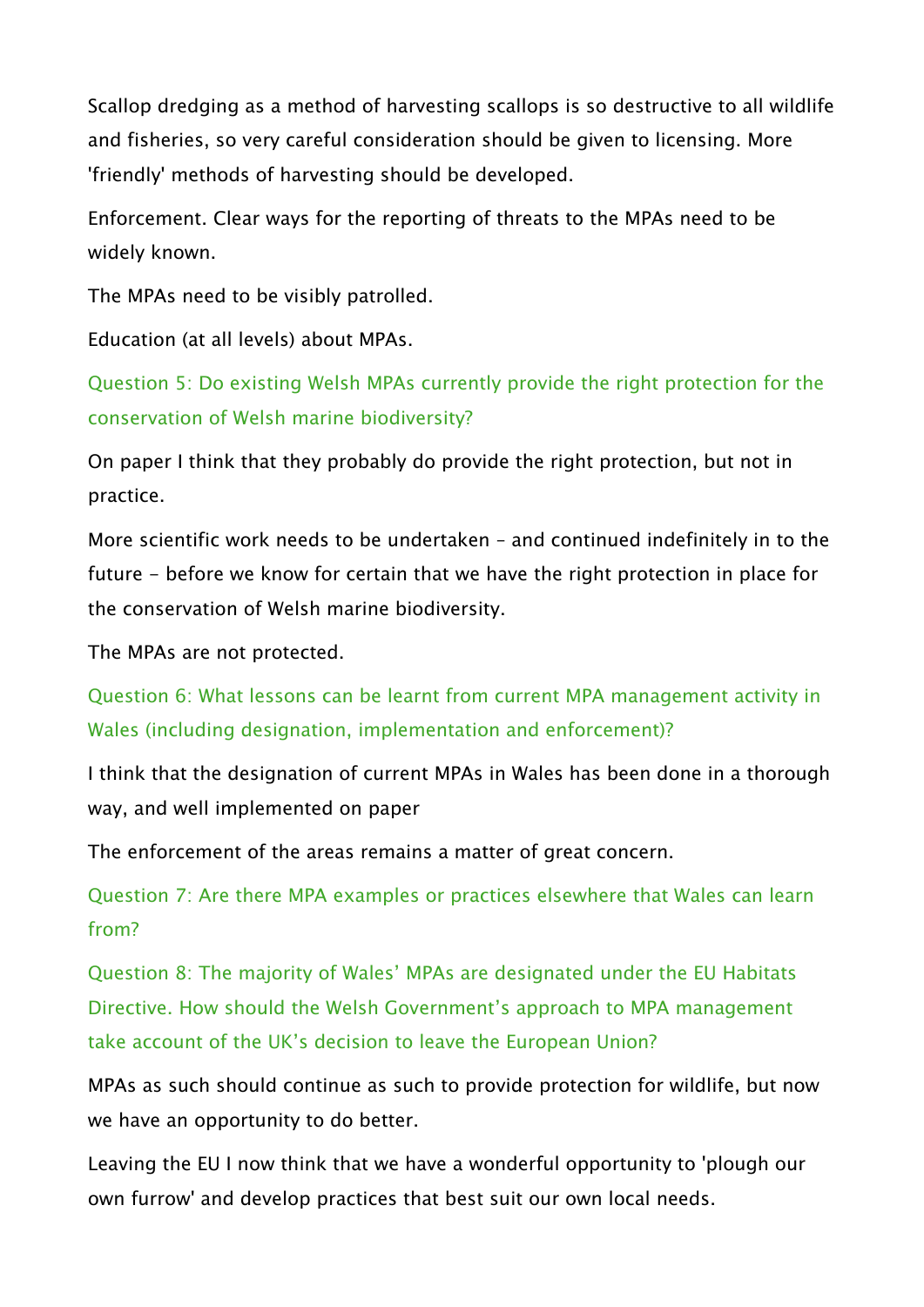Scallop dredging as a method of harvesting scallops is so destructive to all wildlife and fisheries, so very careful consideration should be given to licensing. More 'friendly' methods of harvesting should be developed.

Enforcement. Clear ways for the reporting of threats to the MPAs need to be widely known.

The MPAs need to be visibly patrolled.

Education (at all levels) about MPAs.

## Question 5: Do existing Welsh MPAs currently provide the right protection for the conservation of Welsh marine biodiversity?

On paper I think that they probably do provide the right protection, but not in practice.

More scientific work needs to be undertaken – and continued indefinitely in to the future - before we know for certain that we have the right protection in place for the conservation of Welsh marine biodiversity.

The MPAs are not protected.

## Question 6: What lessons can be learnt from current MPA management activity in Wales (including designation, implementation and enforcement)?

I think that the designation of current MPAs in Wales has been done in a thorough way, and well implemented on paper

The enforcement of the areas remains a matter of great concern.

## Question 7: Are there MPA examples or practices elsewhere that Wales can learn from?

## Question 8: The majority of Wales' MPAs are designated under the EU Habitats Directive. How should the Welsh Government's approach to MPA management take account of the UK's decision to leave the European Union?

MPAs as such should continue as such to provide protection for wildlife, but now we have an opportunity to do better.

Leaving the EU I now think that we have a wonderful opportunity to 'plough our own furrow' and develop practices that best suit our own local needs.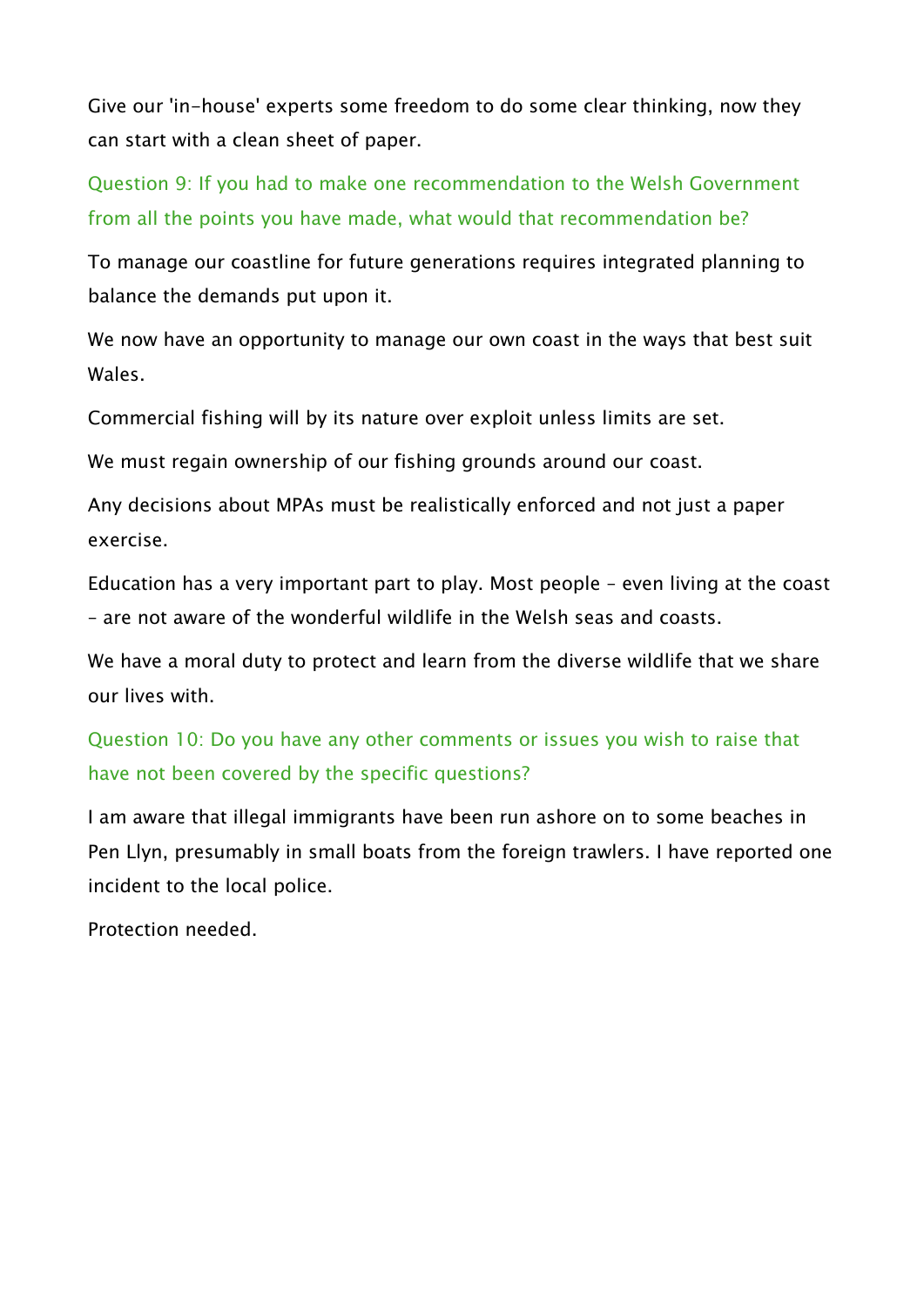Give our 'in-house' experts some freedom to do some clear thinking, now they can start with a clean sheet of paper.

Question 9: If you had to make one recommendation to the Welsh Government from all the points you have made, what would that recommendation be?

To manage our coastline for future generations requires integrated planning to balance the demands put upon it.

We now have an opportunity to manage our own coast in the ways that best suit Wales.

Commercial fishing will by its nature over exploit unless limits are set.

We must regain ownership of our fishing grounds around our coast.

Any decisions about MPAs must be realistically enforced and not just a paper exercise.

Education has a very important part to play. Most people – even living at the coast – are not aware of the wonderful wildlife in the Welsh seas and coasts.

We have a moral duty to protect and learn from the diverse wildlife that we share our lives with.

Question 10: Do you have any other comments or issues you wish to raise that have not been covered by the specific questions?

I am aware that illegal immigrants have been run ashore on to some beaches in Pen Llyn, presumably in small boats from the foreign trawlers. I have reported one incident to the local police.

Protection needed.